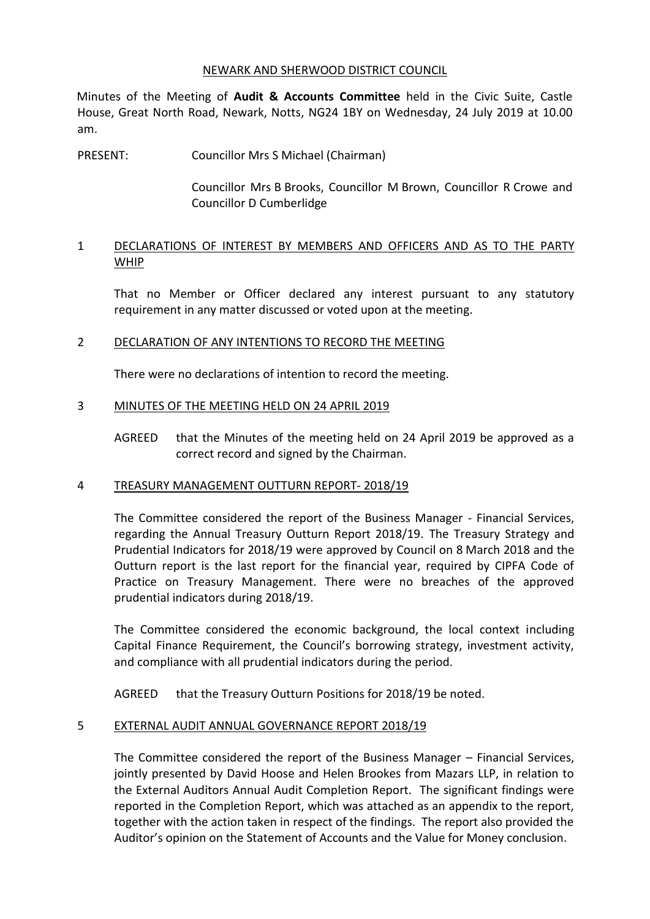# NEWARK AND SHERWOOD DISTRICT COUNCIL

Minutes of the Meeting of **Audit & Accounts Committee** held in the Civic Suite, Castle House, Great North Road, Newark, Notts, NG24 1BY on Wednesday, 24 July 2019 at 10.00 am.

PRESENT: Councillor Mrs S Michael (Chairman)

Councillor Mrs B Brooks, Councillor M Brown, Councillor R Crowe and Councillor D Cumberlidge

## 1 DECLARATIONS OF INTEREST BY MEMBERS AND OFFICERS AND AS TO THE PARTY WHIP

That no Member or Officer declared any interest pursuant to any statutory requirement in any matter discussed or voted upon at the meeting.

## 2 DECLARATION OF ANY INTENTIONS TO RECORD THE MEETING

There were no declarations of intention to record the meeting.

## 3 MINUTES OF THE MEETING HELD ON 24 APRIL 2019

AGREED that the Minutes of the meeting held on 24 April 2019 be approved as a correct record and signed by the Chairman.

## 4 TREASURY MANAGEMENT OUTTURN REPORT- 2018/19

The Committee considered the report of the Business Manager - Financial Services, regarding the Annual Treasury Outturn Report 2018/19. The Treasury Strategy and Prudential Indicators for 2018/19 were approved by Council on 8 March 2018 and the Outturn report is the last report for the financial year, required by CIPFA Code of Practice on Treasury Management. There were no breaches of the approved prudential indicators during 2018/19.

The Committee considered the economic background, the local context including Capital Finance Requirement, the Council's borrowing strategy, investment activity, and compliance with all prudential indicators during the period.

AGREED that the Treasury Outturn Positions for 2018/19 be noted.

## 5 EXTERNAL AUDIT ANNUAL GOVERNANCE REPORT 2018/19

The Committee considered the report of the Business Manager – Financial Services, jointly presented by David Hoose and Helen Brookes from Mazars LLP, in relation to the External Auditors Annual Audit Completion Report. The significant findings were reported in the Completion Report, which was attached as an appendix to the report, together with the action taken in respect of the findings. The report also provided the Auditor's opinion on the Statement of Accounts and the Value for Money conclusion.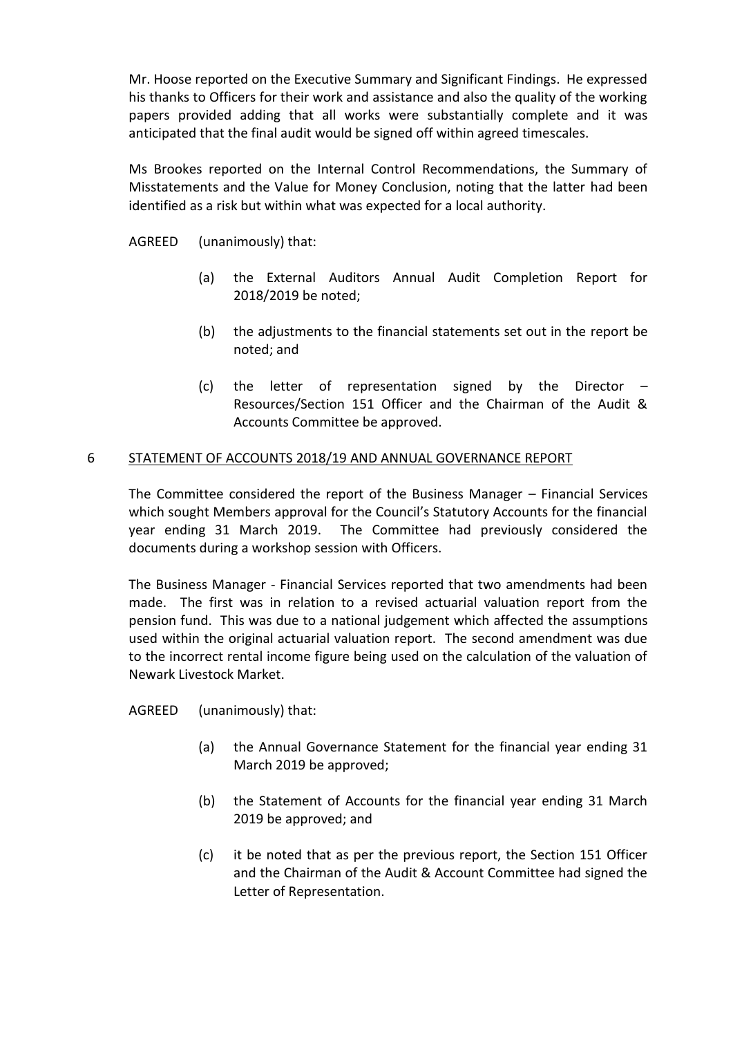Mr. Hoose reported on the Executive Summary and Significant Findings. He expressed his thanks to Officers for their work and assistance and also the quality of the working papers provided adding that all works were substantially complete and it was anticipated that the final audit would be signed off within agreed timescales.

Ms Brookes reported on the Internal Control Recommendations, the Summary of Misstatements and the Value for Money Conclusion, noting that the latter had been identified as a risk but within what was expected for a local authority.

AGREED (unanimously) that:

(a) the External Auditors Annual Audit Completion Report for 2018/2019 be noted;

(b) the adjustments to the financial statements set out in the report be noted; and

(c) the letter of representation signed by the Director – Resources/Section 151 Officer and the Chairman of the Audit & Accounts Committee be approved.

## 6 STATEMENT OF ACCOUNTS 2018/19 AND ANNUAL GOVERNANCE REPORT

The Committee considered the report of the Business Manager – Financial Services which sought Members approval for the Council's Statutory Accounts for the financial year ending 31 March 2019. The Committee had previously considered the documents during a workshop session with Officers.

The Business Manager - Financial Services reported that two amendments had been made. The first was in relation to a revised actuarial valuation report from the pension fund. This was due to a national judgement which affected the assumptions used within the original actuarial valuation report. The second amendment was due to the incorrect rental income figure being used on the calculation of the valuation of Newark Livestock Market.

AGREED (unanimously) that:

(a) the Annual Governance Statement for the financial year ending 31 March 2019 be approved;

(b) the Statement of Accounts for the financial year ending 31 March 2019 be approved; and

(c) it be noted that as per the previous report, the Section 151 Officer and the Chairman of the Audit & Account Committee had signed the Letter of Representation.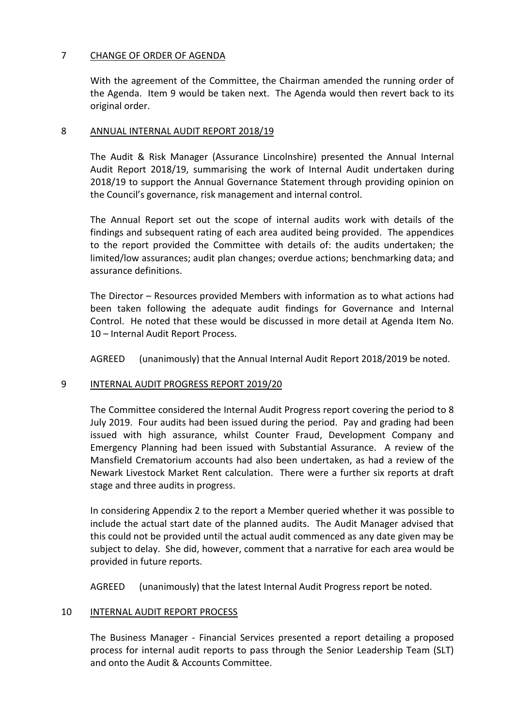## 7 CHANGE OF ORDER OF AGENDA

With the agreement of the Committee, the Chairman amended the running order of the Agenda. Item 9 would be taken next. The Agenda would then revert back to its original order.

## 8 ANNUAL INTERNAL AUDIT REPORT 2018/19

The Audit & Risk Manager (Assurance Lincolnshire) presented the Annual Internal Audit Report 2018/19, summarising the work of Internal Audit undertaken during 2018/19 to support the Annual Governance Statement through providing opinion on the Council's governance, risk management and internal control.

The Annual Report set out the scope of internal audits work with details of the findings and subsequent rating of each area audited being provided. The appendices to the report provided the Committee with details of: the audits undertaken; the limited/low assurances; audit plan changes; overdue actions; benchmarking data; and assurance definitions.

The Director – Resources provided Members with information as to what actions had been taken following the adequate audit findings for Governance and Internal Control. He noted that these would be discussed in more detail at Agenda Item No. 10 – Internal Audit Report Process.

AGREED (unanimously) that the Annual Internal Audit Report 2018/2019 be noted.

## 9 INTERNAL AUDIT PROGRESS REPORT 2019/20

The Committee considered the Internal Audit Progress report covering the period to 8 July 2019. Four audits had been issued during the period. Pay and grading had been issued with high assurance, whilst Counter Fraud, Development Company and Emergency Planning had been issued with Substantial Assurance. A review of the Mansfield Crematorium accounts had also been undertaken, as had a review of the Newark Livestock Market Rent calculation. There were a further six reports at draft stage and three audits in progress.

In considering Appendix 2 to the report a Member queried whether it was possible to include the actual start date of the planned audits. The Audit Manager advised that this could not be provided until the actual audit commenced as any date given may be subject to delay. She did, however, comment that a narrative for each area would be provided in future reports.

AGREED (unanimously) that the latest Internal Audit Progress report be noted.

## 10 INTERNAL AUDIT REPORT PROCESS

The Business Manager - Financial Services presented a report detailing a proposed process for internal audit reports to pass through the Senior Leadership Team (SLT) and onto the Audit & Accounts Committee.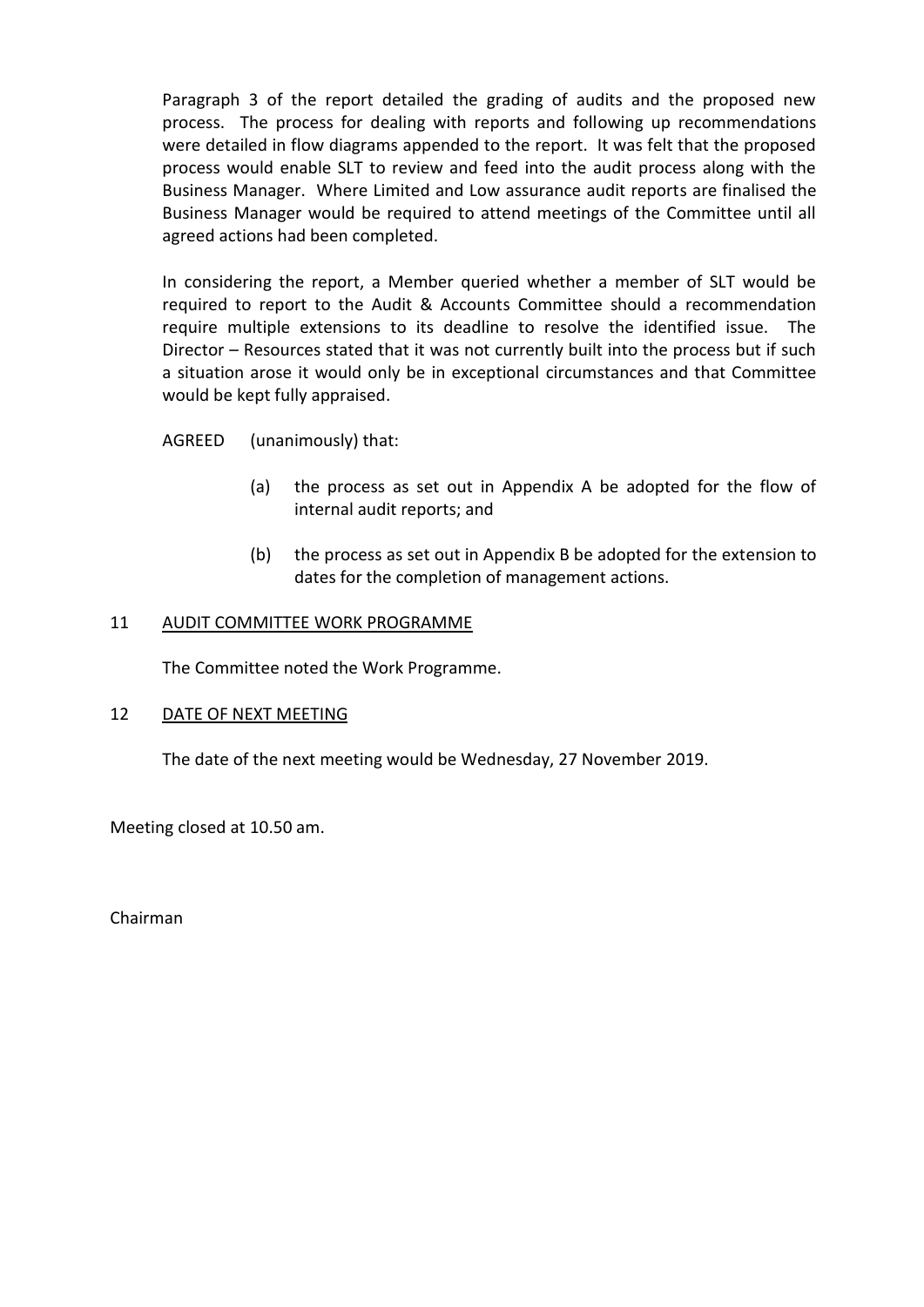Paragraph 3 of the report detailed the grading of audits and the proposed new process. The process for dealing with reports and following up recommendations were detailed in flow diagrams appended to the report. It was felt that the proposed process would enable SLT to review and feed into the audit process along with the Business Manager. Where Limited and Low assurance audit reports are finalised the Business Manager would be required to attend meetings of the Committee until all agreed actions had been completed.

In considering the report, a Member queried whether a member of SLT would be required to report to the Audit & Accounts Committee should a recommendation require multiple extensions to its deadline to resolve the identified issue. The Director – Resources stated that it was not currently built into the process but if such a situation arose it would only be in exceptional circumstances and that Committee would be kept fully appraised.

AGREED (unanimously) that:

(a) the process as set out in Appendix A be adopted for the flow of internal audit reports; and

(b) the process as set out in Appendix B be adopted for the extension to dates for the completion of management actions.

## 11 AUDIT COMMITTEE WORK PROGRAMME

The Committee noted the Work Programme.

## 12 DATE OF NEXT MEETING

The date of the next meeting would be Wednesday, 27 November 2019.

Meeting closed at 10.50 am.

Chairman